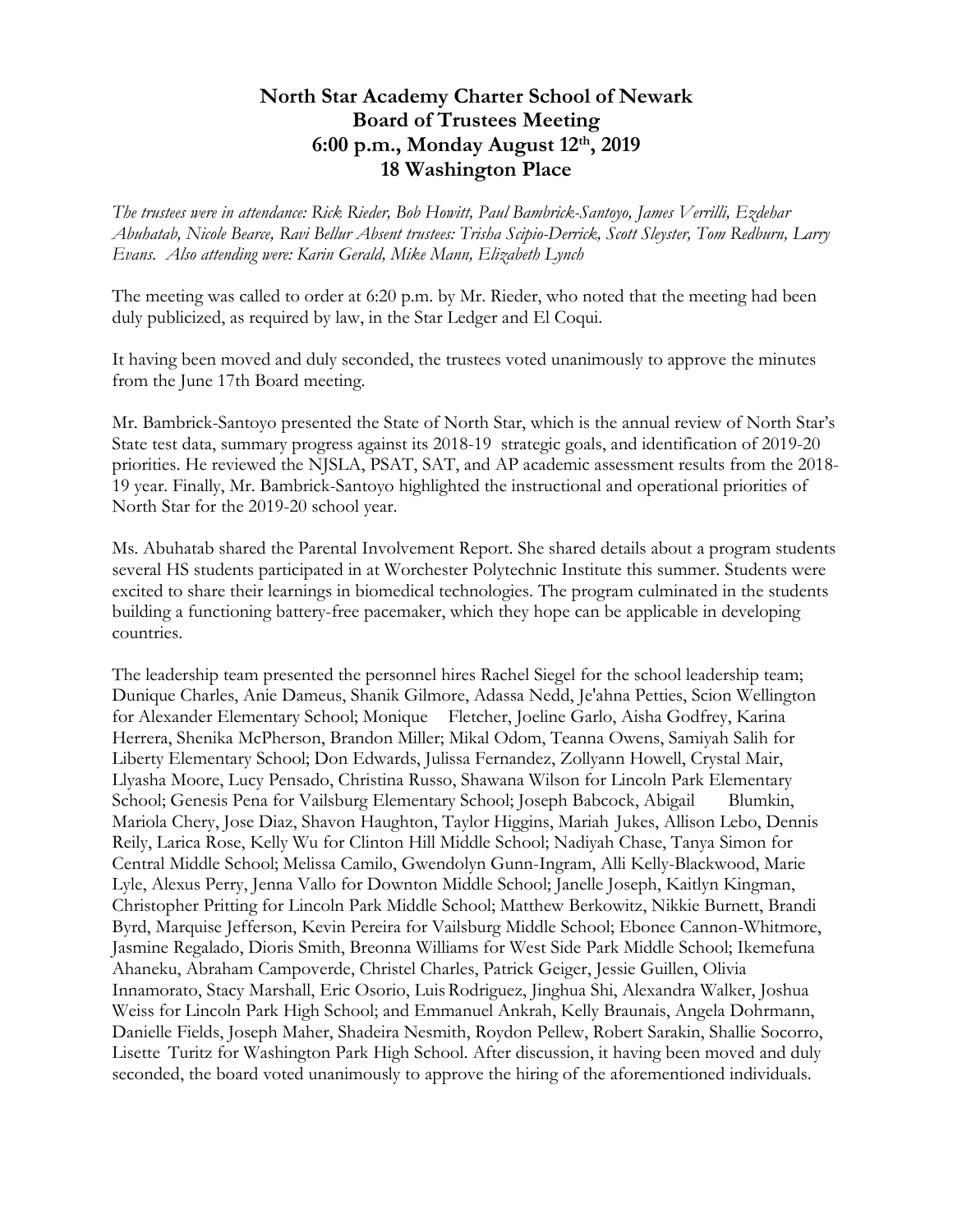**North Star Academy Charter School of Newark**
**Board of Trustees Meeting**
**6:00 p.m., Monday August 12th, 2019**
**18 Washington Place**

*The trustees were in attendance: Rick Rieder, Bob Howitt, Paul Bambrick-Santoyo, James Verrilli, Ezdehar Abuhatab, Nicole Bearce, Ravi Bellur Absent trustees: Trisha Scipio-Derrick, Scott Sleyster, Tom Redburn, Larry Evans. Also attending were: Karin Gerald, Mike Mann, Elizabeth Lynch*

The meeting was called to order at 6:20 p.m. by Mr. Rieder, who noted that the meeting had been duly publicized, as required by law, in the Star Ledger and El Coqui.

It having been moved and duly seconded, the trustees voted unanimously to approve the minutes from the June 17th Board meeting.

Mr. Bambrick-Santoyo presented the State of North Star, which is the annual review of North Star's State test data, summary progress against its 2018-19 strategic goals, and identification of 2019-20 priorities. He reviewed the NJSLA, PSAT, SAT, and AP academic assessment results from the 2018-19 year. Finally, Mr. Bambrick-Santoyo highlighted the instructional and operational priorities of North Star for the 2019-20 school year.

Ms. Abuhatab shared the Parental Involvement Report. She shared details about a program students several HS students participated in at Worchester Polytechnic Institute this summer. Students were excited to share their learnings in biomedical technologies. The program culminated in the students building a functioning battery-free pacemaker, which they hope can be applicable in developing countries.

The leadership team presented the personnel hires Rachel Siegel for the school leadership team; Dunique Charles, Anie Dameus, Shanik Gilmore, Adassa Nedd, Je'ahna Petties, Scion Wellington for Alexander Elementary School; Monique Fletcher, Joeline Garlo, Aisha Godfrey, Karina Herrera, Shenika McPherson, Brandon Miller; Mikal Odom, Teanna Owens, Samiyah Salih for Liberty Elementary School; Don Edwards, Julissa Fernandez, Zollyann Howell, Crystal Mair, Llyasha Moore, Lucy Pensado, Christina Russo, Shawana Wilson for Lincoln Park Elementary School; Genesis Pena for Vailsburg Elementary School; Joseph Babcock, Abigail Blumkin, Mariola Chery, Jose Diaz, Shavon Haughton, Taylor Higgins, Mariah Jukes, Allison Lebo, Dennis Reily, Larica Rose, Kelly Wu for Clinton Hill Middle School; Nadiyah Chase, Tanya Simon for Central Middle School; Melissa Camilo, Gwendolyn Gunn-Ingram, Alli Kelly-Blackwood, Marie Lyle, Alexus Perry, Jenna Vallo for Downton Middle School; Janelle Joseph, Kaitlyn Kingman, Christopher Pritting for Lincoln Park Middle School; Matthew Berkowitz, Nikkie Burnett, Brandi Byrd, Marquise Jefferson, Kevin Pereira for Vailsburg Middle School; Ebonee Cannon-Whitmore, Jasmine Regalado, Dioris Smith, Breonna Williams for West Side Park Middle School; Ikemefuna Ahaneku, Abraham Campoverde, Christel Charles, Patrick Geiger, Jessie Guillen, Olivia Innamorato, Stacy Marshall, Eric Osorio, Luis Rodriguez, Jinghua Shi, Alexandra Walker, Joshua Weiss for Lincoln Park High School; and Emmanuel Ankrah, Kelly Braunais, Angela Dohrmann, Danielle Fields, Joseph Maher, Shadeira Nesmith, Roydon Pellew, Robert Sarakin, Shallie Socorro, Lisette Turitz for Washington Park High School. After discussion, it having been moved and duly seconded, the board voted unanimously to approve the hiring of the aforementioned individuals.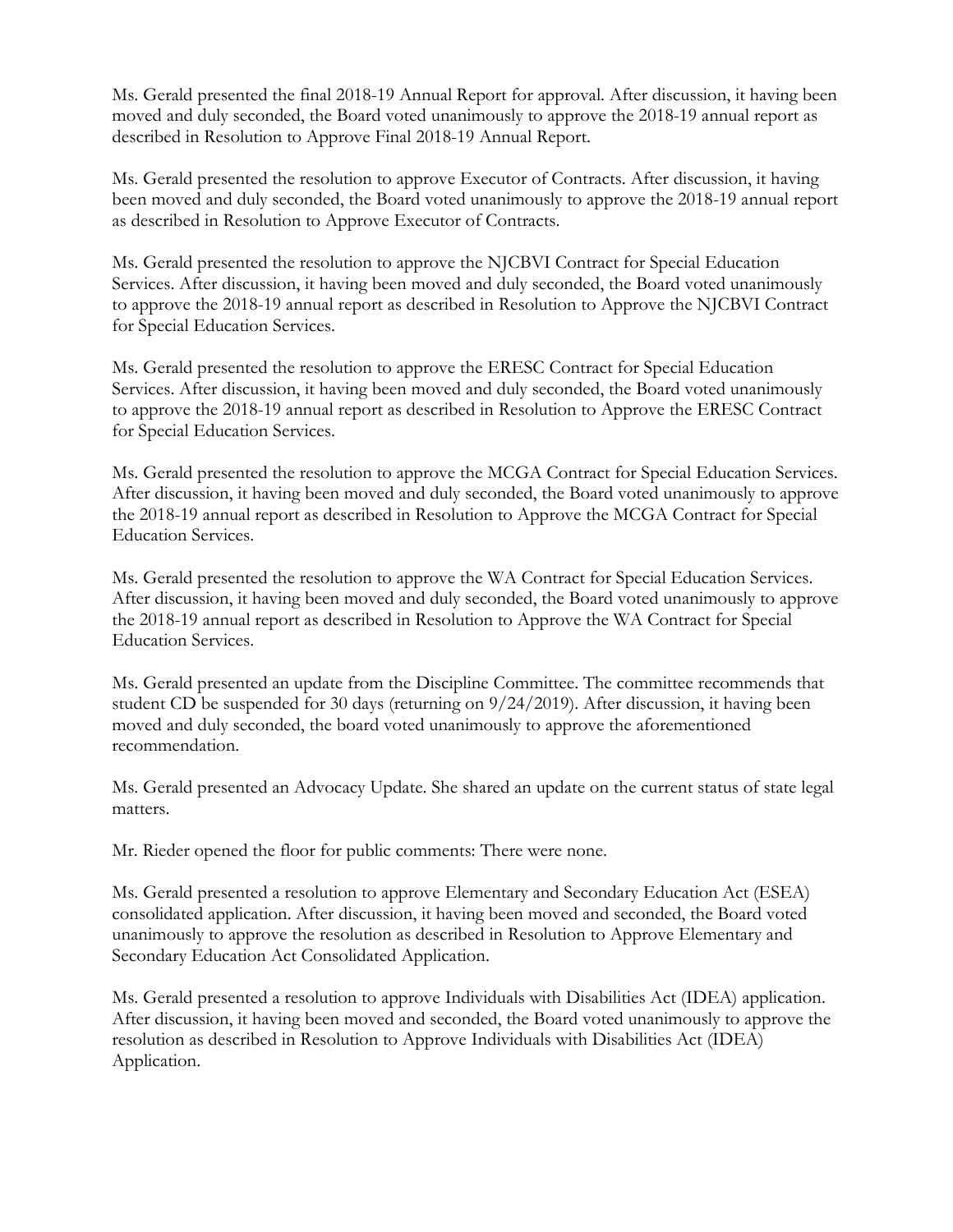Ms. Gerald presented the final 2018-19 Annual Report for approval. After discussion, it having been moved and duly seconded, the Board voted unanimously to approve the 2018-19 annual report as described in Resolution to Approve Final 2018-19 Annual Report.

Ms. Gerald presented the resolution to approve Executor of Contracts. After discussion, it having been moved and duly seconded, the Board voted unanimously to approve the 2018-19 annual report as described in Resolution to Approve Executor of Contracts.

Ms. Gerald presented the resolution to approve the NJCBVI Contract for Special Education Services. After discussion, it having been moved and duly seconded, the Board voted unanimously to approve the 2018-19 annual report as described in Resolution to Approve the NJCBVI Contract for Special Education Services.

Ms. Gerald presented the resolution to approve the ERESC Contract for Special Education Services. After discussion, it having been moved and duly seconded, the Board voted unanimously to approve the 2018-19 annual report as described in Resolution to Approve the ERESC Contract for Special Education Services.

Ms. Gerald presented the resolution to approve the MCGA Contract for Special Education Services. After discussion, it having been moved and duly seconded, the Board voted unanimously to approve the 2018-19 annual report as described in Resolution to Approve the MCGA Contract for Special Education Services.

Ms. Gerald presented the resolution to approve the WA Contract for Special Education Services. After discussion, it having been moved and duly seconded, the Board voted unanimously to approve the 2018-19 annual report as described in Resolution to Approve the WA Contract for Special Education Services.

Ms. Gerald presented an update from the Discipline Committee. The committee recommends that student CD be suspended for 30 days (returning on 9/24/2019). After discussion, it having been moved and duly seconded, the board voted unanimously to approve the aforementioned recommendation.

Ms. Gerald presented an Advocacy Update. She shared an update on the current status of state legal matters.

Mr. Rieder opened the floor for public comments: There were none.

Ms. Gerald presented a resolution to approve Elementary and Secondary Education Act (ESEA) consolidated application. After discussion, it having been moved and seconded, the Board voted unanimously to approve the resolution as described in Resolution to Approve Elementary and Secondary Education Act Consolidated Application.

Ms. Gerald presented a resolution to approve Individuals with Disabilities Act (IDEA) application. After discussion, it having been moved and seconded, the Board voted unanimously to approve the resolution as described in Resolution to Approve Individuals with Disabilities Act (IDEA) Application.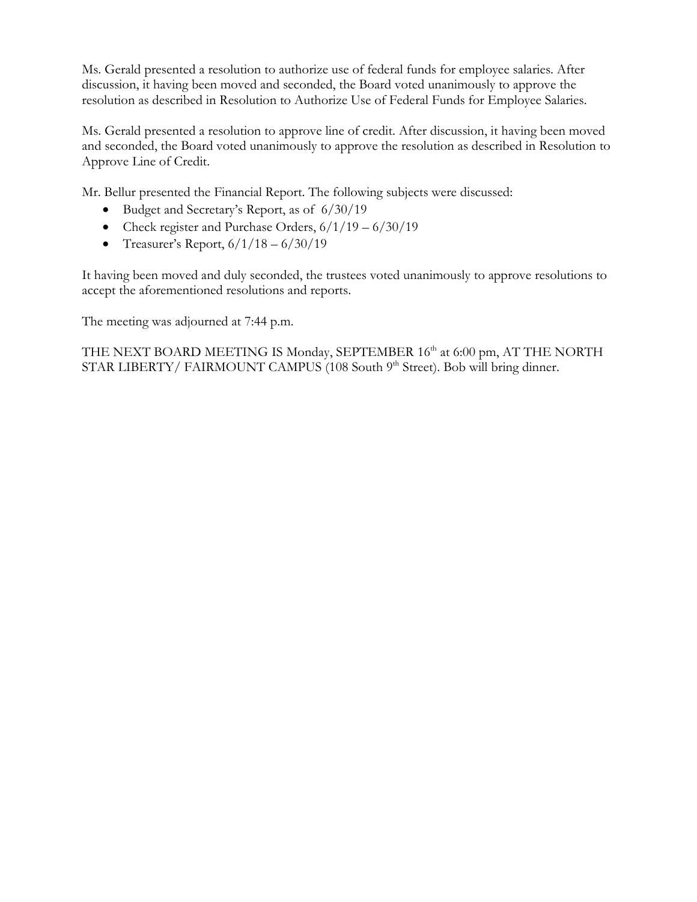Ms. Gerald presented a resolution to authorize use of federal funds for employee salaries. After discussion, it having been moved and seconded, the Board voted unanimously to approve the resolution as described in Resolution to Authorize Use of Federal Funds for Employee Salaries.

Ms. Gerald presented a resolution to approve line of credit. After discussion, it having been moved and seconded, the Board voted unanimously to approve the resolution as described in Resolution to Approve Line of Credit.

Mr. Bellur presented the Financial Report. The following subjects were discussed:

- Budget and Secretary's Report, as of 6/30/19
- Check register and Purchase Orders, 6/1/19 – 6/30/19
- Treasurer's Report, 6/1/18 – 6/30/19

It having been moved and duly seconded, the trustees voted unanimously to approve resolutions to accept the aforementioned resolutions and reports.

The meeting was adjourned at 7:44 p.m.

THE NEXT BOARD MEETING IS Monday, SEPTEMBER 16th at 6:00 pm, AT THE NORTH STAR LIBERTY/ FAIRMOUNT CAMPUS (108 South 9th Street). Bob will bring dinner.